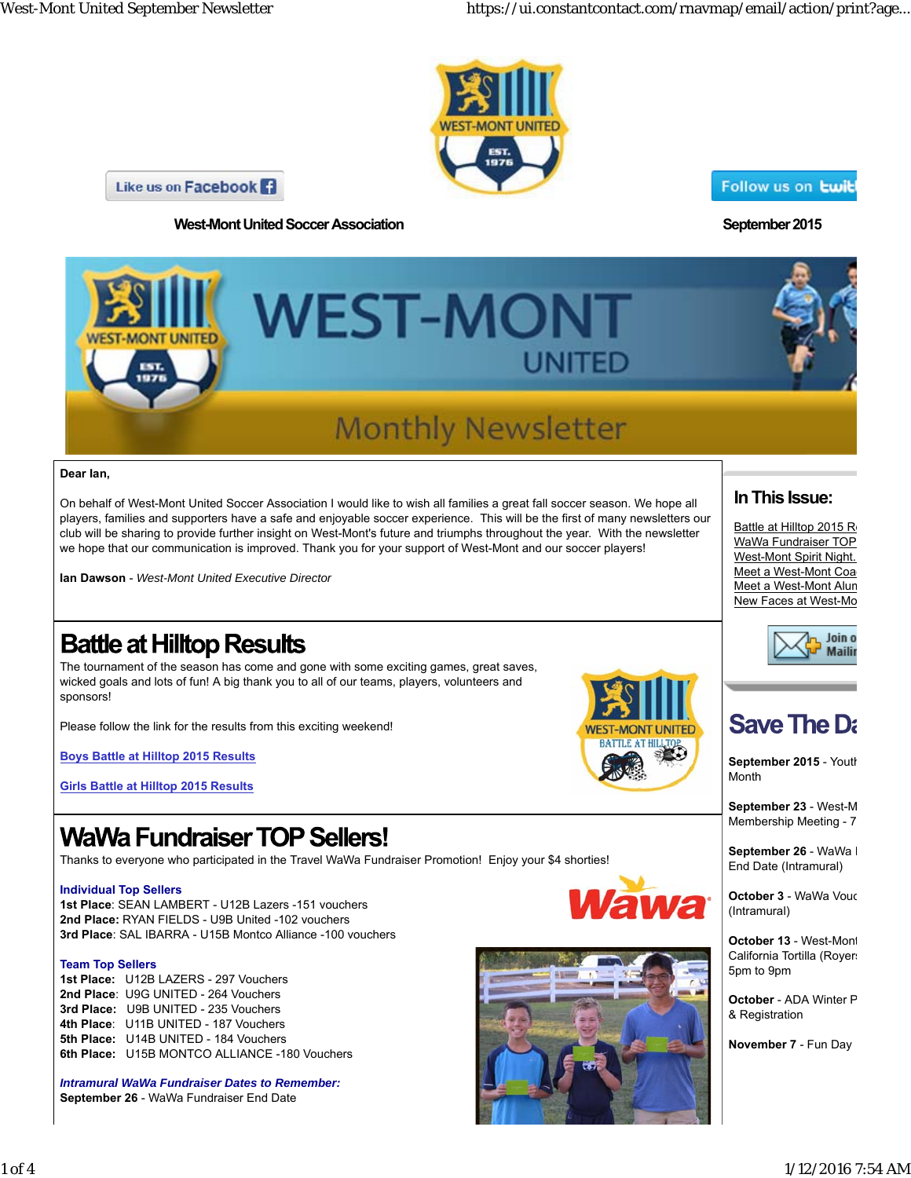West-Mont United Soccer Association

September 2015

Dear Ian,

On behalf of West-Mont United Soccer Association I would like to wish all families a great fall soccer season. We hope all players, families and supporters have a safe and enjoyable soccer experience. This will be the first of many newsletters our club will be sharing to provide further insight on West-Mont's future and triumphs throughout the year. With the newsletter we hope that our communication is improved. Thank you for your support of West-Mont and our soccer players!

**Ian Dawson** - *West-Mont United Executive Director*

## Battle at Hilltop Results

The tournament of the season has come and gone with some exciting games, great saves, wicked goals and lots of fun! A big thank you to all of our teams, players, volunteers and sponsors!

Please follow the link for the results from this exciting weekend!

**Boys Battle at Hilltop 2015 Results**

**Girls Battle at Hilltop 2015 Results**

## WaWa Fundraiser TOP Sellers!

Thanks to everyone who participated in the Travel WaWa Fundraiser Promotion! Enjoy your $4 shorties!

**Individual Top Sellers**
**1st Place**: SEAN LAMBERT - U12B Lazers -151 vouchers
**2nd Place:** RYAN FIELDS - U9B United -102 vouchers
**3rd Place**: SAL IBARRA - U15B Montco Alliance -100 vouchers

**Team Top Sellers**
**1st Place:** U12B LAZERS - 297 Vouchers
**2nd Place**: U9G UNITED - 264 Vouchers
**3rd Place:** U9B UNITED - 235 Vouchers
**4th Place**: U11B UNITED - 187 Vouchers
**5th Place:** U14B UNITED - 184 Vouchers
**6th Place:** U15B MONTCO ALLIANCE -180 Vouchers

***Intramural WaWa Fundraiser Dates to Remember:***
**September 26** - WaWa Fundraiser End Date

## In This Issue:

- Battle at Hilltop 2015 R
- WaWa Fundraiser TOP
- West-Mont Spirit Night.
- Meet a West-Mont Coa
- Meet a West-Mont Alun
- New Faces at West-Mo

## Save The Da

**September 2015** - Youth Month

**September 23** - West-M Membership Meeting - 7

**September 26** - WaWa I End Date (Intramural)

**October 3** - WaWa Vouc (Intramural)

**October 13** - West-Mont California Tortilla (Royers 5pm to 9pm

**October** - ADA Winter P & Registration

**November 7** - Fun Day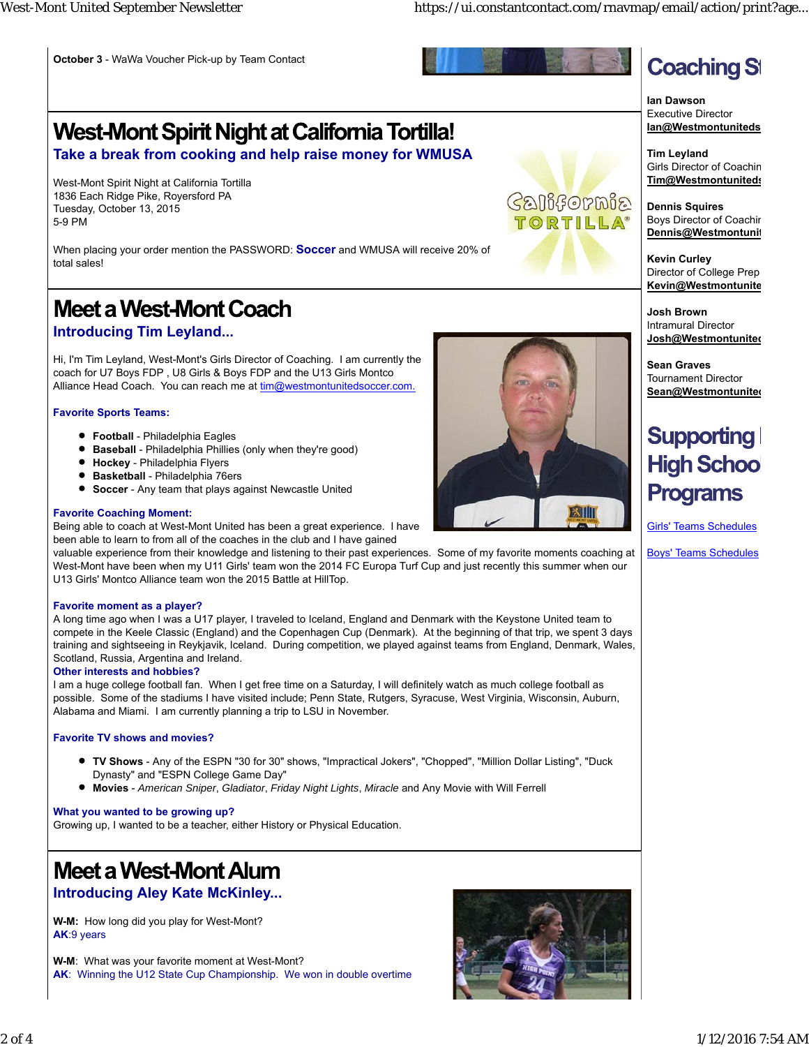**October 3** - WaWa Voucher Pick-up by Team Contact

# West-Mont Spirit Night at California Tortilla!

## Take a break from cooking and help raise money for WMUSA

West-Mont Spirit Night at California Tortilla
1836 Each Ridge Pike, Royersford PA
Tuesday, October 13, 2015
5-9 PM

When placing your order mention the PASSWORD: **Soccer** and WMUSA will receive 20% of total sales!

# Meet a West-Mont Coach

## Introducing Tim Leyland...

Hi, I'm Tim Leyland, West-Mont's Girls Director of Coaching. I am currently the coach for U7 Boys FDP , U8 Girls & Boys FDP and the U13 Girls Montco Alliance Head Coach. You can reach me at tim@westmontunitedsoccer.com.

**Favorite Sports Teams:**

- **Football** - Philadelphia Eagles
- **Baseball** - Philadelphia Phillies (only when they're good)
- **Hockey** - Philadelphia Flyers
- **Basketball** - Philadelphia 76ers
- **Soccer** - Any team that plays against Newcastle United

**Favorite Coaching Moment:**
Being able to coach at West-Mont United has been a great experience. I have been able to learn to from all of the coaches in the club and I have gained valuable experience from their knowledge and listening to their past experiences. Some of my favorite moments coaching at West-Mont have been when my U11 Girls' team won the 2014 FC Europa Turf Cup and just recently this summer when our U13 Girls' Montco Alliance team won the 2015 Battle at HillTop.

**Favorite moment as a player?**
A long time ago when I was a U17 player, I traveled to Iceland, England and Denmark with the Keystone United team to compete in the Keele Classic (England) and the Copenhagen Cup (Denmark). At the beginning of that trip, we spent 3 days training and sightseeing in Reykjavik, Iceland. During competition, we played against teams from England, Denmark, Wales, Scotland, Russia, Argentina and Ireland.
**Other interests and hobbies?**
I am a huge college football fan. When I get free time on a Saturday, I will definitely watch as much college football as possible. Some of the stadiums I have visited include; Penn State, Rutgers, Syracuse, West Virginia, Wisconsin, Auburn, Alabama and Miami. I am currently planning a trip to LSU in November.

**Favorite TV shows and movies?**

- **TV Shows** - Any of the ESPN "30 for 30" shows, "Impractical Jokers", "Chopped", "Million Dollar Listing", "Duck Dynasty" and "ESPN College Game Day"
- **Movies** - *American Sniper*, *Gladiator*, *Friday Night Lights*, *Miracle* and Any Movie with Will Ferrell

**What you wanted to be growing up?**
Growing up, I wanted to be a teacher, either History or Physical Education.

# Meet a West-Mont Alum

## Introducing Aley Kate McKinley...

**W-M:** How long did you play for West-Mont?
**AK**:9 years

**W-M**: What was your favorite moment at West-Mont?
**AK**: Winning the U12 State Cup Championship. We won in double overtime

# Coaching St

**Ian Dawson**
Executive Director
Ian@Westmontuniteds

**Tim Leyland**
Girls Director of Coachin
Tim@Westmontuniteds

**Dennis Squires**
Boys Director of Coachir
Dennis@Westmontunit

**Kevin Curley**
Director of College Prep
Kevin@Westmontunite

**Josh Brown**
Intramural Director
Josh@Westmontunitec

**Sean Graves**
Tournament Director
Sean@Westmontunitec

# Supporting High Schoo Programs

Girls' Teams Schedules

Boys' Teams Schedules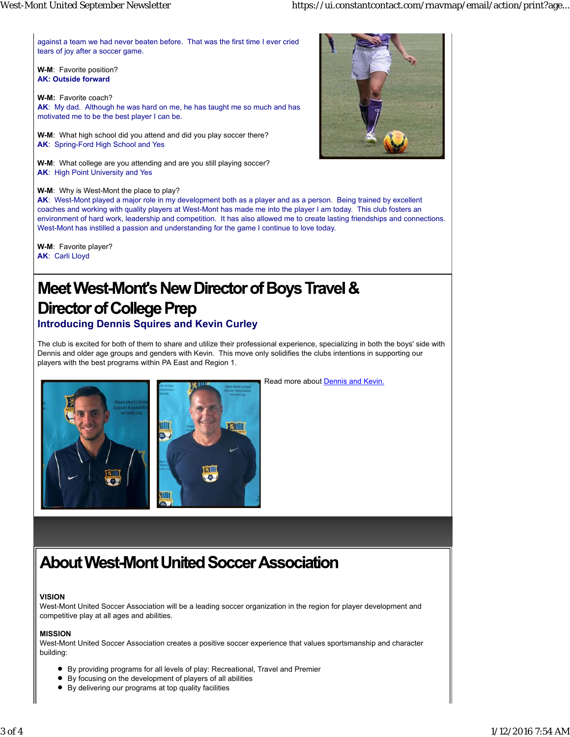against a team we had never beaten before. That was the first time I ever cried tears of joy after a soccer game.

**W-M**: Favorite position?
**AK: Outside forward**

**W-M:** Favorite coach?
**AK**: My dad. Although he was hard on me, he has taught me so much and has motivated me to be the best player I can be.

**W-M**: What high school did you attend and did you play soccer there?
**AK**: Spring-Ford High School and Yes

**W-M**: What college are you attending and are you still playing soccer?
**AK**: High Point University and Yes

**W-M**: Why is West-Mont the place to play?
**AK**: West-Mont played a major role in my development both as a player and as a person. Being trained by excellent coaches and working with quality players at West-Mont has made me into the player I am today. This club fosters an environment of hard work, leadership and competition. It has also allowed me to create lasting friendships and connections. West-Mont has instilled a passion and understanding for the game I continue to love today.

**W-M**: Favorite player?
**AK**: Carli Lloyd

# Meet West-Mont's New Director of Boys Travel & Director of College Prep

### Introducing Dennis Squires and Kevin Curley

The club is excited for both of them to share and utilize their professional experience, specializing in both the boys' side with Dennis and older age groups and genders with Kevin. This move only solidifies the clubs intentions in supporting our players with the best programs within PA East and Region 1.

Read more about Dennis and Kevin.

# About West-Mont United Soccer Association

**VISION**
West-Mont United Soccer Association will be a leading soccer organization in the region for player development and competitive play at all ages and abilities.

**MISSION**
West-Mont United Soccer Association creates a positive soccer experience that values sportsmanship and character building:

- By providing programs for all levels of play: Recreational, Travel and Premier
- By focusing on the development of players of all abilities
- By delivering our programs at top quality facilities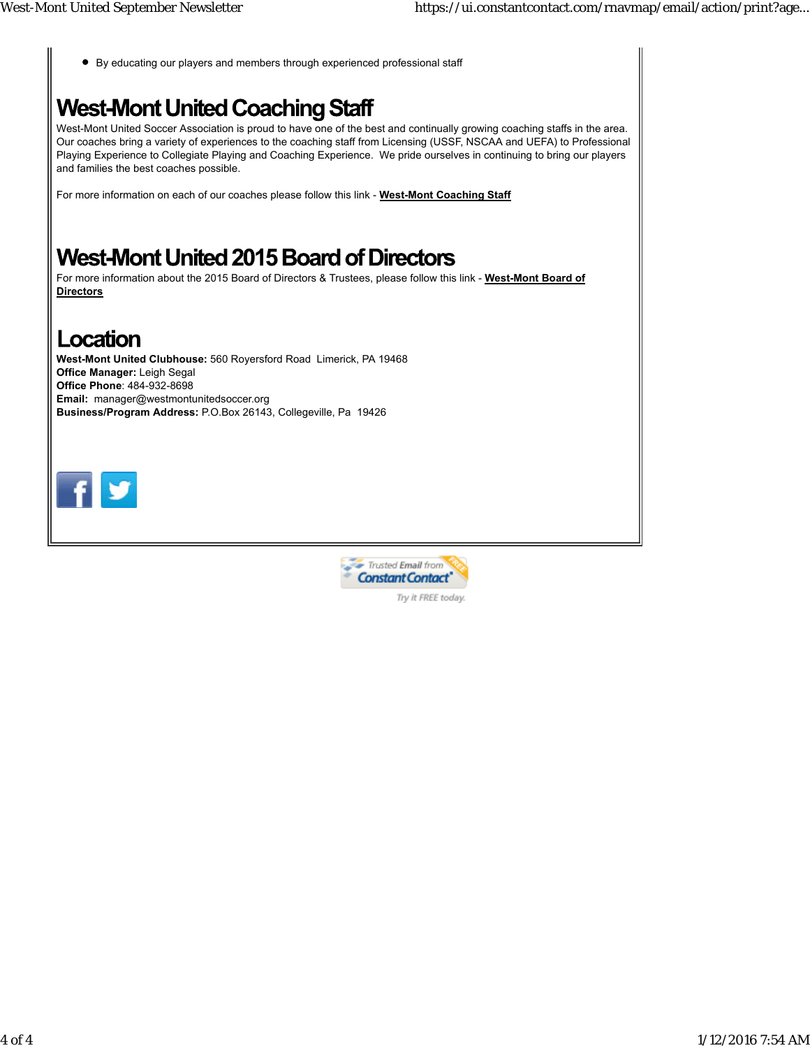- By educating our players and members through experienced professional staff

## West-Mont United Coaching Staff

West-Mont United Soccer Association is proud to have one of the best and continually growing coaching staffs in the area. Our coaches bring a variety of experiences to the coaching staff from Licensing (USSF, NSCAA and UEFA) to Professional Playing Experience to Collegiate Playing and Coaching Experience. We pride ourselves in continuing to bring our players and families the best coaches possible.

For more information on each of our coaches please follow this link - **West-Mont Coaching Staff**

## West-Mont United 2015 Board of Directors

For more information about the 2015 Board of Directors & Trustees, please follow this link - **West-Mont Board of Directors**

## Location

**West-Mont United Clubhouse:** 560 Royersford Road Limerick, PA 19468
**Office Manager:** Leigh Segal
**Office Phone**: 484-932-8698
**Email:** manager@westmontunitedsoccer.org
**Business/Program Address:** P.O.Box 26143, Collegeville, Pa 19426

Trusted Email from Constant Contact
Try it FREE today.